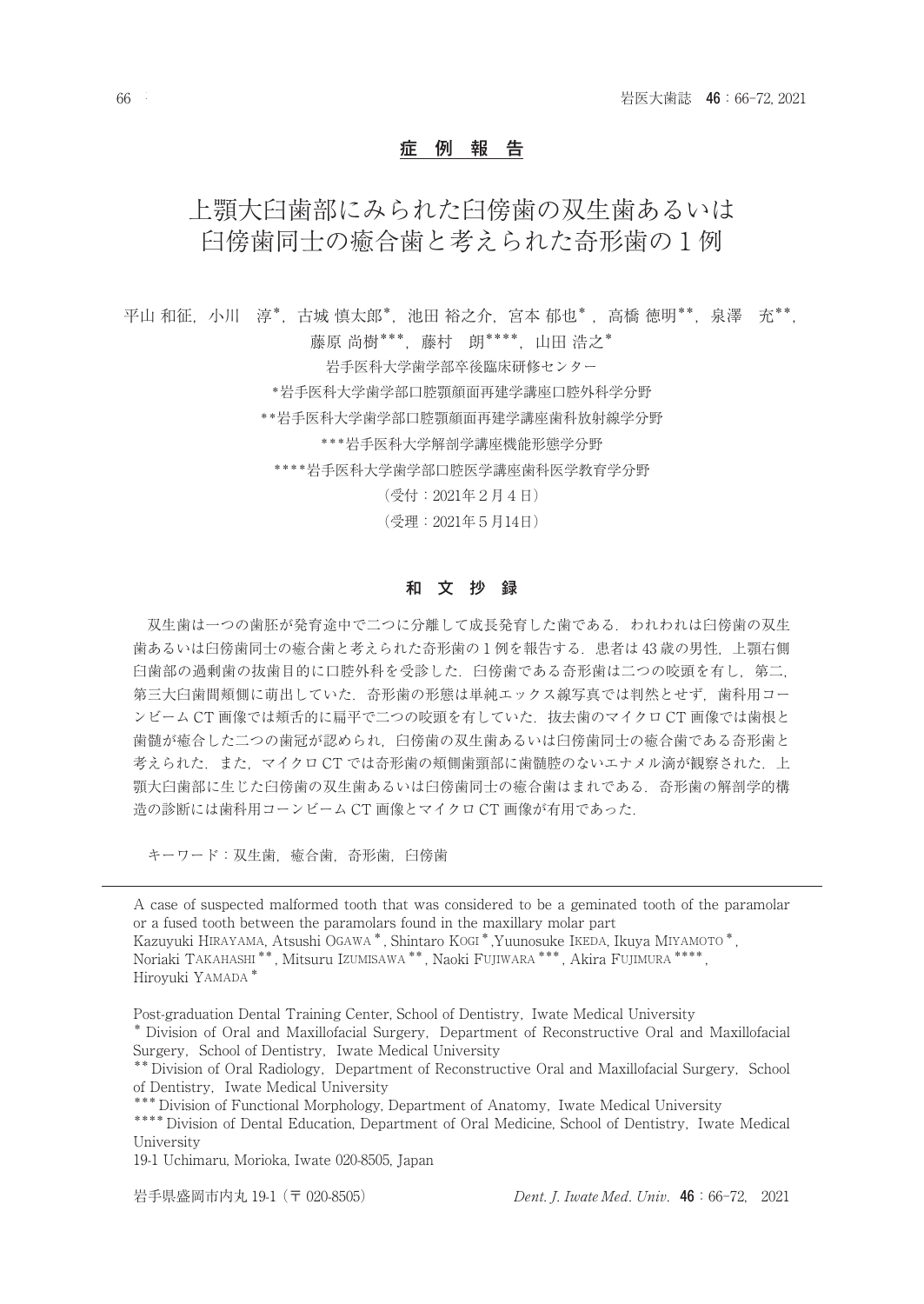## 症 例 報 告

# 上顎大臼歯部にみられた臼傍歯の双生歯あるいは臼傍歯同士の癒合歯と考えられた奇形歯の１例

平山 和征，小川　淳*，古城 慎太郎*，池田 裕之介，宮本 郁也*，高橋 徳明**，泉澤　充**，藤原 尚樹***，藤村　朗****，山田 浩之*

岩手医科大学歯学部卒後臨床研修センター

*岩手医科大学歯学部口腔顎顔面再建学講座口腔外科学分野

**岩手医科大学歯学部口腔顎顔面再建学講座歯科放射線学分野

***岩手医科大学解剖学講座機能形態学分野

****岩手医科大学歯学部口腔医学講座歯科医学教育学分野

（受付：2021年２月４日）

（受理：2021年５月14日）

## 和 文 抄 録

双生歯は一つの歯胚が発育途中で二つに分離して成長発育した歯である．われわれは臼傍歯の双生歯あるいは臼傍歯同士の癒合歯と考えられた奇形歯の１例を報告する．患者は 43 歳の男性，上顎右側臼歯部の過剰歯の抜歯目的に口腔外科を受診した．臼傍歯である奇形歯は二つの咬頭を有し，第二，第三大臼歯間頬側に萌出していた．奇形歯の形態は単純エックス線写真では判然とせず，歯科用コーンビーム CT 画像では頬舌的に扁平で二つの咬頭を有していた．抜去歯のマイクロ CT 画像では歯根と歯髄が癒合した二つの歯冠が認められ，臼傍歯の双生歯あるいは臼傍歯同士の癒合歯である奇形歯と考えられた．また，マイクロ CT では奇形歯の頬側歯頸部に歯髄腔のないエナメル滴が観察された．上顎大臼歯部に生じた臼傍歯の双生歯あるいは臼傍歯同士の癒合歯はまれである．奇形歯の解剖学的構造の診断には歯科用コーンビーム CT 画像とマイクロ CT 画像が有用であった．

キーワード：双生歯，癒合歯，奇形歯，臼傍歯

---

A case of suspected malformed tooth that was considered to be a geminated tooth of the paramolar or a fused tooth between the paramolars found in the maxillary molar part

Kazuyuki HIRAYAMA, Atsushi OGAWA *, Shintaro KOGI *, Yuunosuke IKEDA, Ikuya MIYAMOTO *, Noriaki TAKAHASHI **, Mitsuru IZUMISAWA **, Naoki FUJIWARA ***, Akira FUJIMURA ****, Hiroyuki YAMADA *

Post-graduation Dental Training Center, School of Dentistry, Iwate Medical University

\* Division of Oral and Maxillofacial Surgery, Department of Reconstructive Oral and Maxillofacial Surgery, School of Dentistry, Iwate Medical University

** Division of Oral Radiology, Department of Reconstructive Oral and Maxillofacial Surgery, School of Dentistry, Iwate Medical University

*** Division of Functional Morphology, Department of Anatomy, Iwate Medical University

**** Division of Dental Education, Department of Oral Medicine, School of Dentistry, Iwate Medical University

19-1 Uchimaru, Morioka, Iwate 020-8505, Japan

岩手県盛岡市内丸 19-1（〒 020-8505）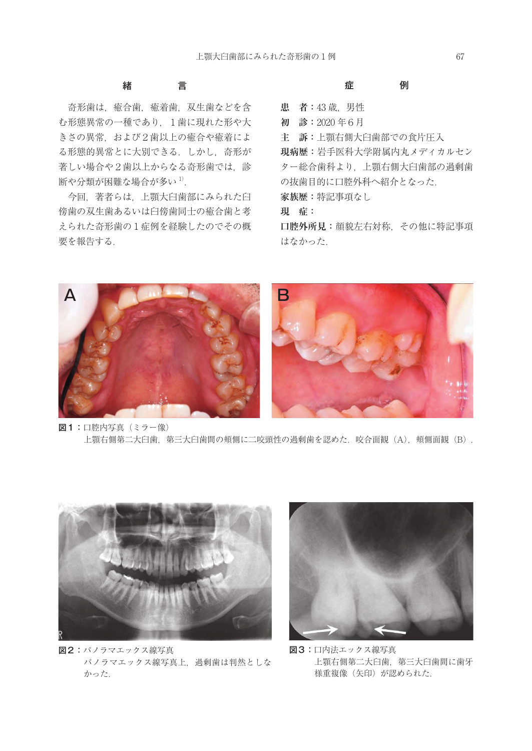## 緒　　言

奇形歯は，癒合歯，癒着歯，双生歯などを含む形態異常の一種であり，１歯に現れた形や大きさの異常，および２歯以上の癒合や癒着による形態的異常とに大別できる．しかし，奇形が著しい場合や２歯以上からなる奇形歯では，診断や分類が困難な場合が多い[1]．

今回，著者らは，上顎大臼歯部にみられた臼傍歯の双生歯あるいは臼傍歯同士の癒合歯と考えられた奇形歯の１症例を経験したのでその概要を報告する．

## 症　　例

**患　者：**43 歳，男性

**初　診：**2020 年６月

**主　訴：**上顎右側大臼歯部での食片圧入

**現病歴：**岩手医科大学附属内丸メディカルセンター総合歯科より，上顎右側大臼歯部の過剰歯の抜歯目的に口腔外科へ紹介となった．

**家族歴：**特記事項なし

**現　症：**

**口腔外所見：**顔貌左右対称，その他に特記事項はなかった．

**図１：**口腔内写真（ミラー像）
上顎右側第二大臼歯，第三大臼歯間の頬側に二咬頭性の過剰歯を認めた．咬合面観（A），頬側面観（B）．

**図２：**パノラマエックス線写真
パノラマエックス線写真上，過剰歯は判然としなかった．

**図３：**口内法エックス線写真
上顎右側第二大臼歯，第三大臼歯間に歯牙様重複像（矢印）が認められた．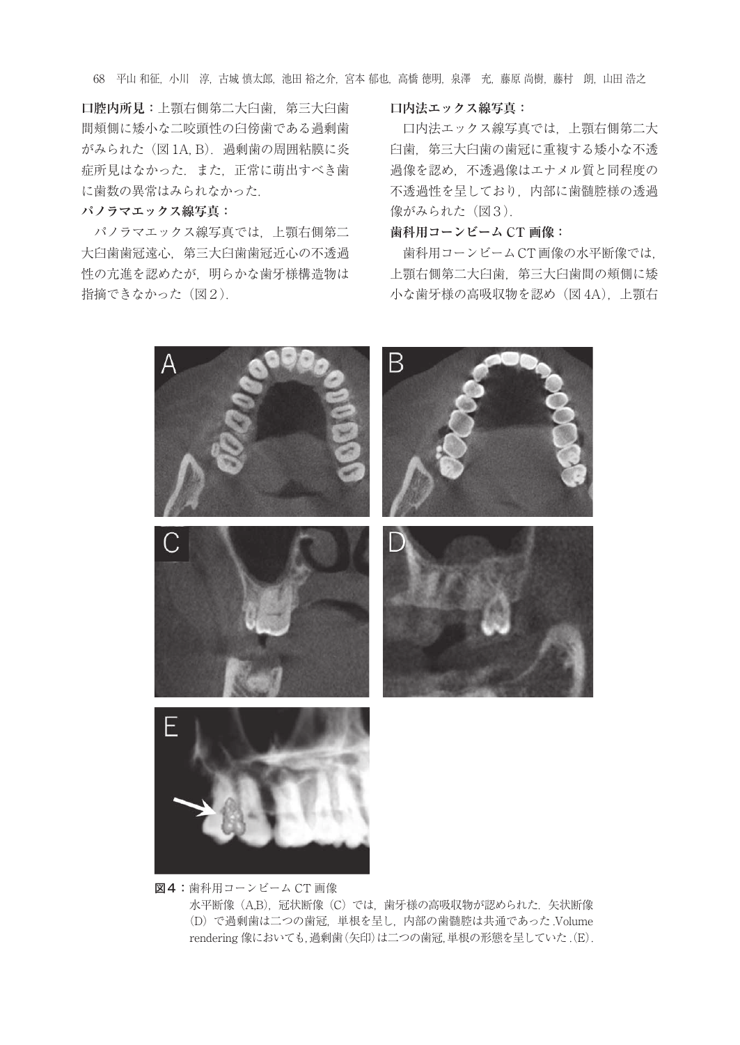**口腔内所見：**上顎右側第二大臼歯，第三大臼歯間頬側に矮小な二咬頭性の臼傍歯である過剰歯がみられた（図1A, B）．過剰歯の周囲粘膜に炎症所見はなかった．また，正常に萌出すべき歯に歯数の異常はみられなかった．

**パノラマエックス線写真：**

パノラマエックス線写真では，上顎右側第二大臼歯歯冠遠心，第三大臼歯歯冠近心の不透過性の亢進を認めたが，明らかな歯牙様構造物は指摘できなかった（図2）．

**口内法エックス線写真：**

口内法エックス線写真では，上顎右側第二大臼歯，第三大臼歯の歯冠に重複する矮小な不透過像を認め，不透過像はエナメル質と同程度の不透過性を呈しており，内部に歯髄腔様の透過像がみられた（図3）．

**歯科用コーンビームCT画像：**

歯科用コーンビームCT画像の水平断像では，上顎右側第二大臼歯，第三大臼歯間の頬側に矮小な歯牙様の高吸収物を認め（図4A），上顎右

**図4：**歯科用コーンビームCT画像

水平断像（A,B），冠状断像（C）では，歯牙様の高吸収物が認められた．矢状断像（D）で過剰歯は二つの歯冠，単根を呈し，内部の歯髄腔は共通であった．Volume rendering像においても，過剰歯（矢印）は二つの歯冠，単根の形態を呈していた．(E)．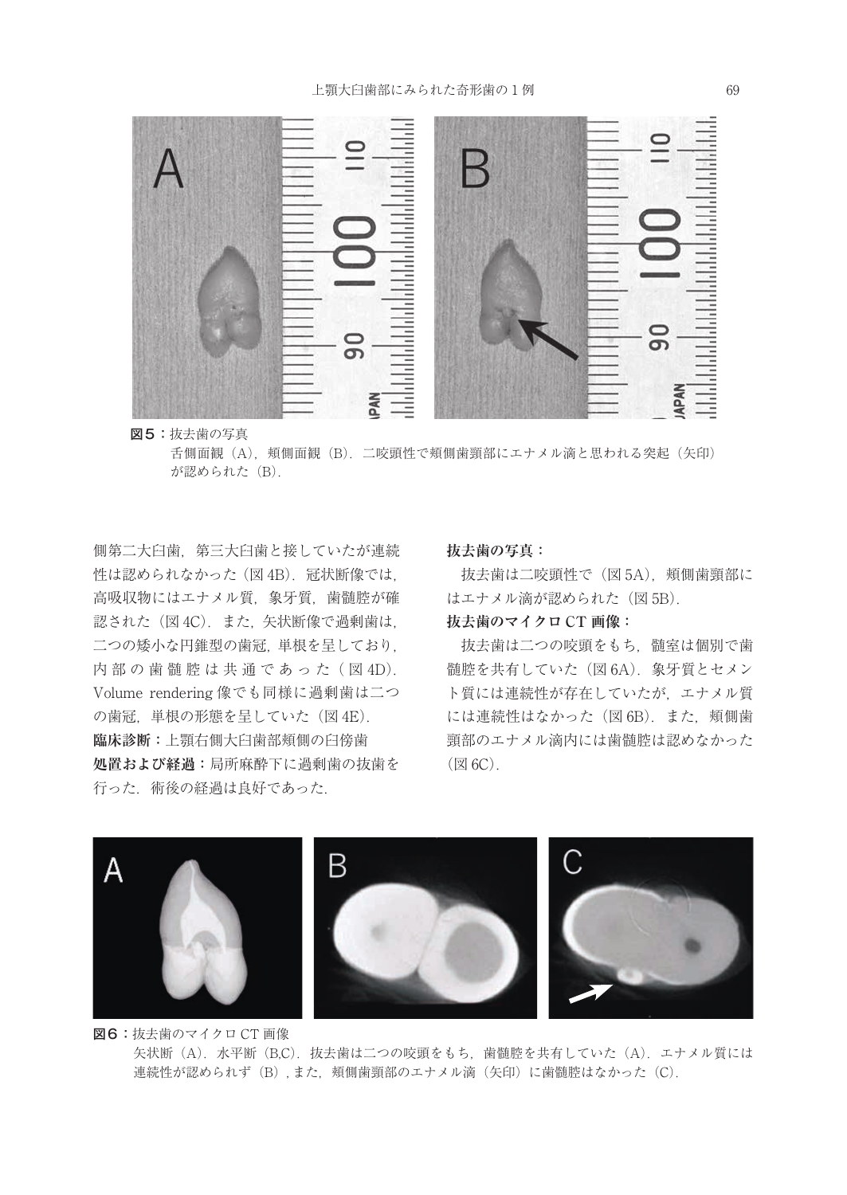図5：抜去歯の写真
舌側面観（A），頬側面観（B）．二咬頭性で頬側歯頸部にエナメル滴と思われる突起（矢印）が認められた（B）．

側第二大臼歯，第三大臼歯と接していたが連続性は認められなかった（図4B）．冠状断像では，高吸収物にはエナメル質，象牙質，歯髄腔が確認された（図4C）．また，矢状断像で過剰歯は，二つの矮小な円錐型の歯冠，単根を呈しており，内部の歯髄腔は共通であった（図4D）．Volume rendering 像でも同様に過剰歯は二つの歯冠，単根の形態を呈していた（図4E）．

**臨床診断：**上顎右側大臼歯部頬側の臼傍歯

**処置および経過：**局所麻酔下に過剰歯の抜歯を行った．術後の経過は良好であった．

**抜去歯の写真：**

抜去歯は二咬頭性で（図5A），頬側歯頸部にはエナメル滴が認められた（図5B）．

**抜去歯のマイクロ CT 画像：**

抜去歯は二つの咬頭をもち，髄室は個別で歯髄腔を共有していた（図6A）．象牙質とセメント質には連続性が存在していたが，エナメル質には連続性はなかった（図6B）．また，頬側歯頸部のエナメル滴内には歯髄腔は認めなかった（図6C）．

図6：抜去歯のマイクロ CT 画像
矢状断（A）．水平断（B,C）．抜去歯は二つの咬頭をもち，歯髄腔を共有していた（A）．エナメル質には連続性が認められず（B）, また，頬側歯頸部のエナメル滴（矢印）に歯髄腔はなかった（C）．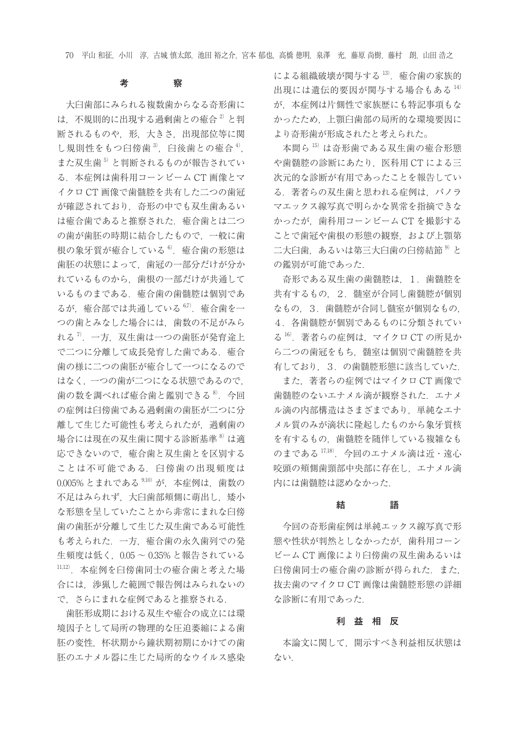## 考　　察

大臼歯部にみられる複数歯からなる奇形歯には，不規則的に出現する過剰歯との癒合[2]と判断されるものや，形，大きさ，出現部位等に関し規則性をもつ臼傍歯[3]，臼後歯との癒合[4]，また双生歯[5]と判断されるものが報告されている．本症例は歯科用コーンビーム CT 画像とマイクロ CT 画像で歯髄腔を共有した二つの歯冠が確認されており，奇形の中でも双生歯あるいは癒合歯であると推察された．癒合歯とは二つの歯が歯胚の時期に結合したもので，一般に歯根の象牙質が癒合している[6]．癒合歯の形態は歯胚の状態によって，歯冠の一部分だけが分かれているものから，歯根の一部だけが共通しているものまである．癒合歯の歯髄腔は個別であるが，癒合部では共通している[6,7]．癒合歯を一つの歯とみなした場合には，歯数の不足がみられる[7]．一方，双生歯は一つの歯胚が発育途上で二つに分離して成長発育した歯である．癒合歯の様に二つの歯胚が癒合して一つになるのではなく，一つの歯が二つになる状態であるので，歯の数を調べれば癒合歯と鑑別できる[8]．今回の症例は臼傍歯である過剰歯の歯胚が二つに分離して生じた可能性も考えられたが，過剰歯の場合には現在の双生歯に関する診断基準[8]は適応できないので，癒合歯と双生歯とを区別することは不可能である．臼傍歯の出現頻度は 0.005% とまれである[9,10]が，本症例は，歯数の不足はみられず，大臼歯部頬側に萌出し，矮小な形態を呈していたことから非常にまれな臼傍歯の歯胚が分離して生じた双生歯である可能性も考えられた．一方，癒合歯の永久歯列での発生頻度は低く，0.05 ～ 0.35% と報告されている[11,12]．本症例を臼傍歯同士の癒合歯と考えた場合には，渉猟した範囲で報告例はみられないので，さらにまれな症例であると推察される．

歯胚形成期における双生や癒合の成立には環境因子として局所の物理的な圧迫萎縮による歯胚の変性，杯状期から鐘状期初期にかけての歯胚のエナメル器に生じた局所的なウイルス感染による組織破壊が関与する[13]．癒合歯の家族的出現には遺伝的要因が関与する場合もある[14]が，本症例は片側性で家族歴にも特記事項もなかったため，上顎臼歯部の局所的な環境要因により奇形歯が形成されたと考えられた．

本間ら[15]は奇形歯である双生歯の癒合形態や歯髄腔の診断にあたり，医科用 CT による三次元的な診断が有用であったことを報告している．著者らの双生歯と思われる症例は，パノラマエックス線写真で明らかな異常を指摘できなかったが，歯科用コーンビーム CT を撮影することで歯冠や歯根の形態の観察，および上顎第二大臼歯，あるいは第三大臼歯の臼傍結節[9]との鑑別が可能であった．

奇形である双生歯の歯髄腔は，1．歯髄腔を共有するもの，2．髄室が合同し歯髄腔が個別なもの，3．歯髄腔が合同し髄室が個別なもの，4．各歯髄腔が個別であるものに分類されている[16]．著者らの症例は，マイクロ CT の所見から二つの歯冠をもち，髄室は個別で歯髄腔を共有しており，3．の歯髄腔形態に該当していた．

また，著者らの症例ではマイクロ CT 画像で歯髄腔のないエナメル滴が観察された．エナメル滴の内部構造はさまざまであり，単純なエナメル質のみが滴状に隆起したものから象牙質核を有するもの，歯髄腔を随伴している複雑なものまである[17,18]．今回のエナメル滴は近・遠心咬頭の頬側歯頸部中央部に存在し，エナメル滴内には歯髄腔は認めなかった．

## 結　　語

今回の奇形歯症例は単純エックス線写真で形態や性状が判然としなかったが，歯科用コーンビーム CT 画像により臼傍歯の双生歯あるいは臼傍歯同士の癒合歯の診断が得られた．また，抜去歯のマイクロ CT 画像は歯髄腔形態の詳細な診断に有用であった．

## 利 益 相 反

本論文に関して，開示すべき利益相反状態はない．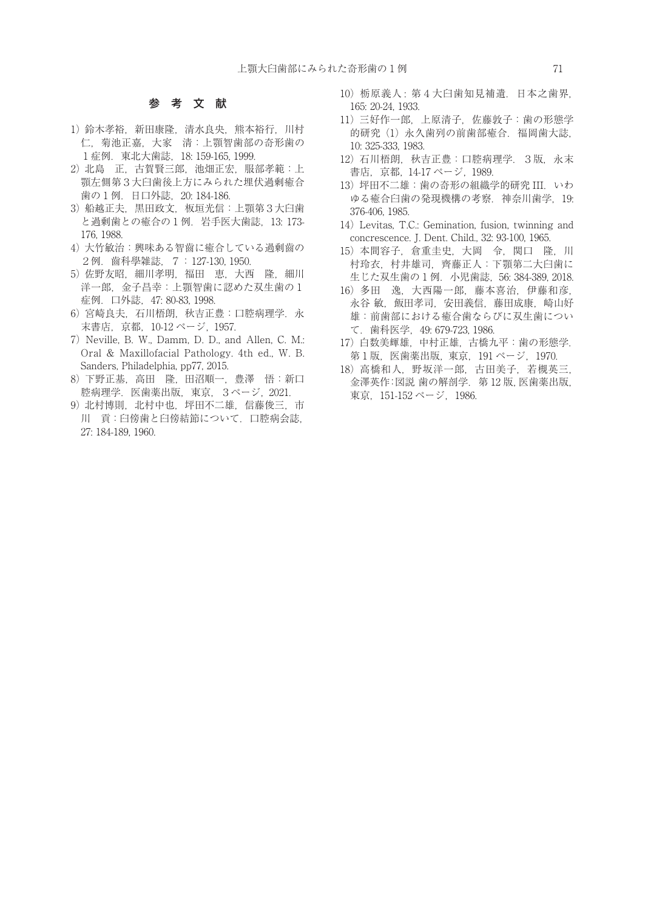## 参 考 文 献

1）鈴木孝裕，新田康隆，清水良央，熊本裕行，川村仁，菊池正嘉，大家　清：上顎智歯部の奇形歯の1症例．東北大歯誌，18: 159-165, 1999.

2）北島　正，古賀賢三郎，池畑正宏，服部孝範：上顎左側第３大臼歯後上方にみられた埋伏過剰癒合歯の1例．日口外誌，20: 184-186.

3）船越正夫，黒田政文，板垣光信：上顎第３大臼歯と過剰歯との癒合の1例．岩手医大歯誌，13: 173-176, 1988.

4）大竹敏治：興味ある智齒に癒合している過剰齒の２例．齒科學雜誌，７：127-130, 1950.

5）佐野友昭，細川孝明，福田　恵，大西　隆，細川洋一郎，金子昌幸：上顎智歯に認めた双生歯の1症例．口外誌，47: 80-83, 1998.

6）宮崎良夫，石川梧朗，秋吉正豊：口腔病理学．永末書店，京都，10-12 ページ，1957.

7）Neville, B. W., Damm, D. D., and Allen, C. M.: Oral & Maxillofacial Pathology. 4th ed., W. B. Sanders, Philadelphia, pp77, 2015.

8）下野正基，高田　隆，田沼順一，豊澤　悟：新口腔病理学．医歯薬出版，東京，３ページ，2021.

9）北村博則，北村中也，坪田不二雄，信藤俊三，市川　貢：臼傍歯と臼傍結節について．口腔病会誌，27: 184-189, 1960.

10）栃原義人：第４大臼歯知見補遺．日本之歯界，165: 20-24, 1933.

11）三好作一郎，上原清子，佐藤敦子：歯の形態学的研究（1）永久歯列の前歯部癒合．福岡歯大誌，10: 325-333, 1983.

12）石川梧朗，秋吉正豊：口腔病理学．３版，永末書店，京都，14-17 ページ，1989.

13）坪田不二雄：歯の奇形の組織学的研究 III．いわゆる癒合臼歯の発現機構の考察．神奈川歯学，19: 376-406, 1985.

14）Levitas, T.C.: Gemination, fusion, twinning and concrescence. J. Dent. Child., 32: 93-100, 1965.

15）本間容子，倉重圭史，大岡　令，関口　隆，川村玲衣，村井雄司，齊藤正人：下顎第二大臼歯に生じた双生歯の1例．小児歯誌，56: 384-389, 2018.

16）多田　逸，大西陽一郎，藤本喜治，伊藤和彦，永谷 敏，飯田孝司，安田義信，藤田成康，崎山好雄：前歯部における癒合歯ならびに双生歯について．歯科医学，49: 679-723, 1986.

17）白数美輝雄，中村正雄，古橋九平：歯の形態学．第1版，医歯薬出版，東京，191 ページ，1970.

18）高橋和人，野坂洋一郎，古田美子，若槻英三，金澤英作：図説 歯の解剖学．第 12 版，医歯薬出版，東京，151-152 ページ，1986.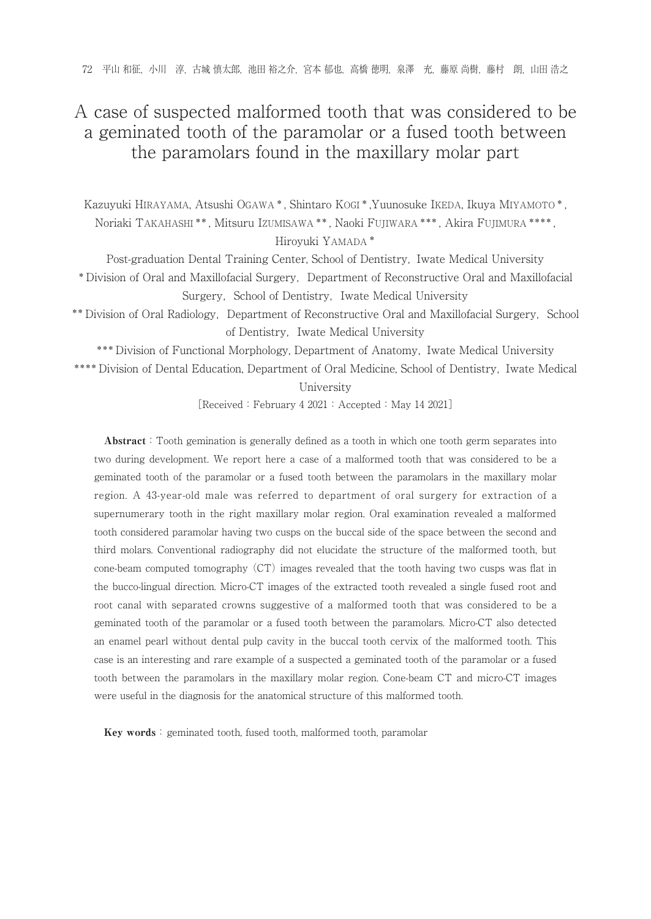# A case of suspected malformed tooth that was considered to be a geminated tooth of the paramolar or a fused tooth between the paramolars found in the maxillary molar part

Kazuyuki HIRAYAMA, Atsushi OGAWA*, Shintaro KOGI*, Yuunosuke IKEDA, Ikuya MIYAMOTO*, Noriaki TAKAHASHI**, Mitsuru IZUMISAWA**, Naoki FUJIWARA***, Akira FUJIMURA****, Hiroyuki YAMADA*

Post-graduation Dental Training Center, School of Dentistry, Iwate Medical University

*Division of Oral and Maxillofacial Surgery, Department of Reconstructive Oral and Maxillofacial Surgery, School of Dentistry, Iwate Medical University

**Division of Oral Radiology, Department of Reconstructive Oral and Maxillofacial Surgery, School of Dentistry, Iwate Medical University

***Division of Functional Morphology, Department of Anatomy, Iwate Medical University

****Division of Dental Education, Department of Oral Medicine, School of Dentistry, Iwate Medical University

[Received : February 4 2021 : Accepted : May 14 2021]

**Abstract** : Tooth gemination is generally defined as a tooth in which one tooth germ separates into two during development. We report here a case of a malformed tooth that was considered to be a geminated tooth of the paramolar or a fused tooth between the paramolars in the maxillary molar region. A 43-year-old male was referred to department of oral surgery for extraction of a supernumerary tooth in the right maxillary molar region. Oral examination revealed a malformed tooth considered paramolar having two cusps on the buccal side of the space between the second and third molars. Conventional radiography did not elucidate the structure of the malformed tooth, but cone-beam computed tomography (CT) images revealed that the tooth having two cusps was flat in the bucco-lingual direction. Micro-CT images of the extracted tooth revealed a single fused root and root canal with separated crowns suggestive of a malformed tooth that was considered to be a geminated tooth of the paramolar or a fused tooth between the paramolars. Micro-CT also detected an enamel pearl without dental pulp cavity in the buccal tooth cervix of the malformed tooth. This case is an interesting and rare example of a suspected a geminated tooth of the paramolar or a fused tooth between the paramolars in the maxillary molar region. Cone-beam CT and micro-CT images were useful in the diagnosis for the anatomical structure of this malformed tooth.

**Key words** : geminated tooth, fused tooth, malformed tooth, paramolar